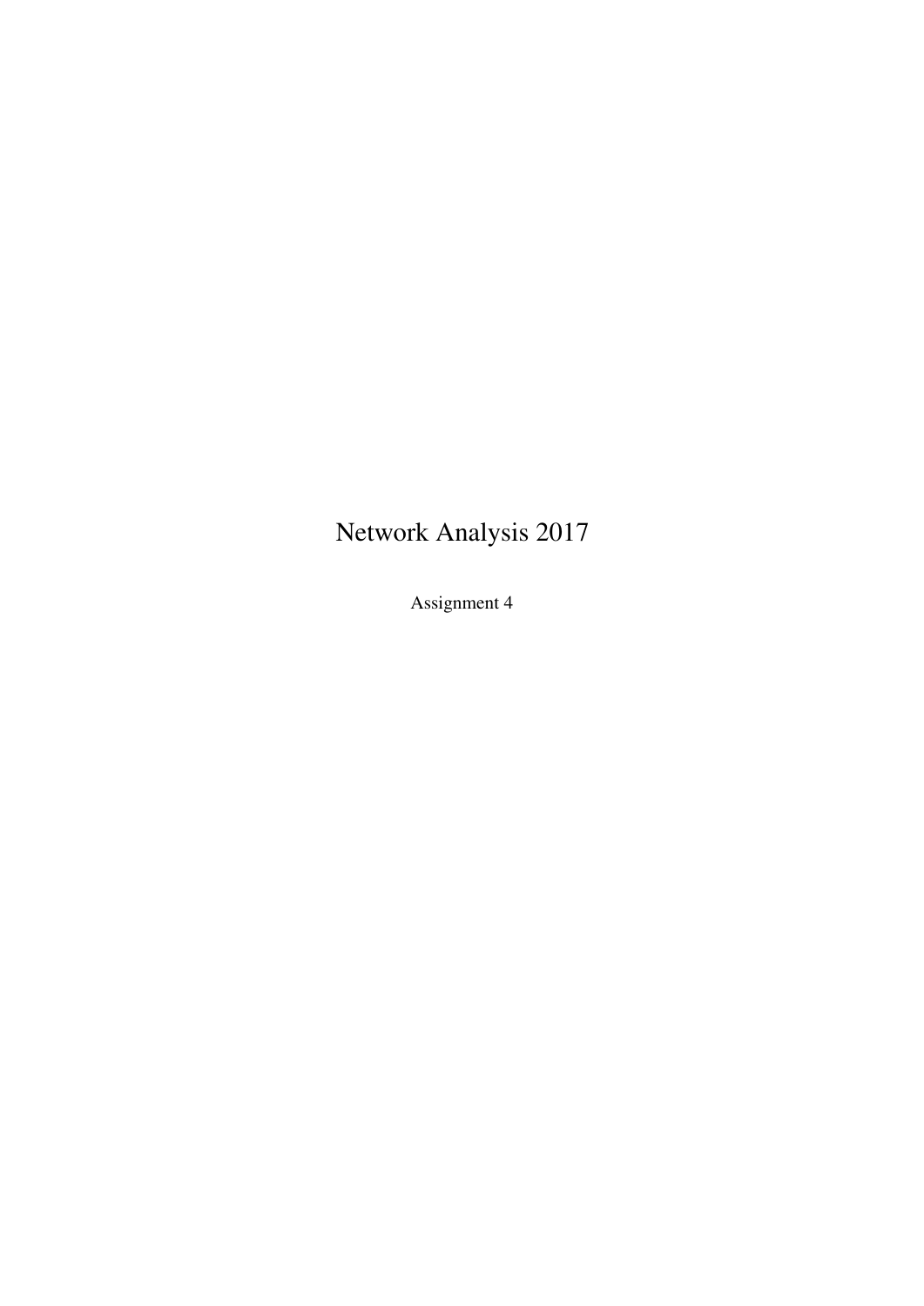# Network Analysis 2017

Assignment 4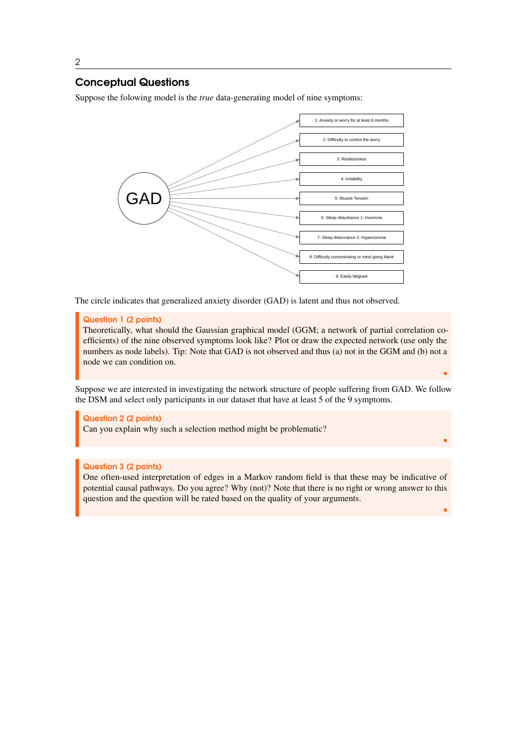## Conceptual Questions

Suppose the folowing model is the *true* data-generating model of nine symptoms:

The circle indicates that generalized anxiety disorder (GAD) is latent and thus not observed.

**Question 1 (2 points)**

Theoretically, what should the Gaussian graphical model (GGM; a network of partial correlation coefficients) of the nine observed symptoms look like? Plot or draw the expected network (use only the numbers as node labels). Tip: Note that GAD is not observed and thus (a) not in the GGM and (b) not a node we can condition on.

Suppose we are interested in investigating the network structure of people suffering from GAD. We follow the DSM and select only participants in our dataset that have at least 5 of the 9 symptoms.

**Question 2 (2 points)**

Can you explain why such a selection method might be problematic?

**Question 3 (2 points)**

One often-used interpretation of edges in a Markov random field is that these may be indicative of potential causal pathways. Do you agree? Why (not)? Note that there is no right or wrong answer to this question and the question will be rated based on the quality of your arguments.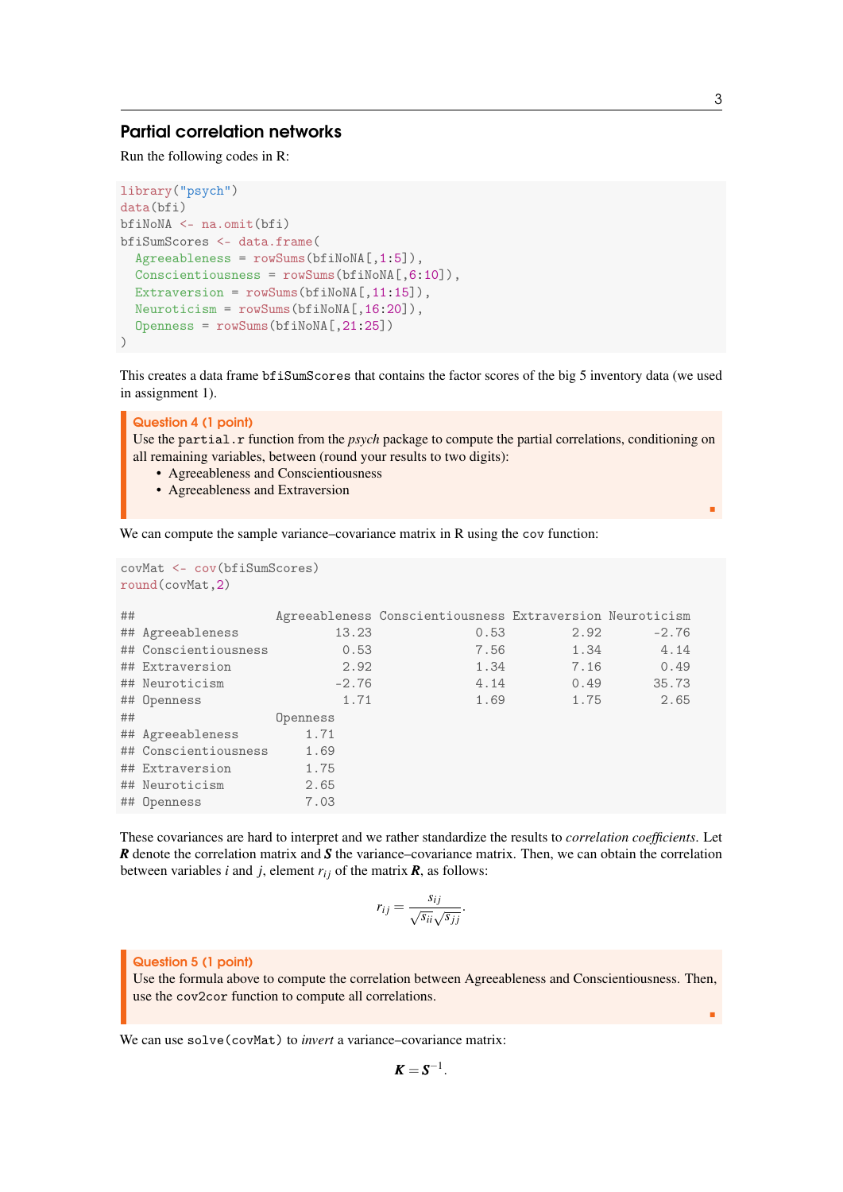## Partial correlation networks

Run the following codes in R:

```
library("psych")
data(bfi)
bfiNoNA <- na.omit(bfi)
bfiSumScores <- data.frame(
  Agreeableness = rowSums(bfiNoNA[,1:5]),
  Conscientiousness = rowSums(bfiNoNA[,6:10]),
  Extraversion = rowSums(bfiNoNA[,11:15]),
  Neuroticism = rowSums(bfiNoNA[,16:20]),
  Openness = rowSums(bfiNoNA[,21:25])
)
```

This creates a data frame `bfiSumScores` that contains the factor scores of the big 5 inventory data (we used in assignment 1).

**Question 4 (1 point)**
Use the `partial.r` function from the *psych* package to compute the partial correlations, conditioning on all remaining variables, between (round your results to two digits):

- Agreeableness and Conscientiousness
- Agreeableness and Extraversion

We can compute the sample variance–covariance matrix in R using the `cov` function:

```
covMat <- cov(bfiSumScores)
round(covMat,2)

##                   Agreeableness Conscientiousness Extraversion Neuroticism
## Agreeableness             13.23              0.53         2.92       -2.76
## Conscientiousness          0.53              7.56         1.34        4.14
## Extraversion               2.92              1.34         7.16        0.49
## Neuroticism               -2.76              4.14         0.49       35.73
## Openness                   1.71              1.69         1.75        2.65
##                   Openness
## Agreeableness         1.71
## Conscientiousness     1.69
## Extraversion          1.75
## Neuroticism           2.65
## Openness              7.03
```

These covariances are hard to interpret and we rather standardize the results to *correlation coefficients*. Let $\boldsymbol{R}$ denote the correlation matrix and $\boldsymbol{S}$ the variance–covariance matrix. Then, we can obtain the correlation between variables $i$ and $j$, element $r_{ij}$ of the matrix $\boldsymbol{R}$, as follows:

$$r_{ij} = \frac{s_{ij}}{\sqrt{s_{ii}}\sqrt{s_{jj}}}.$$

**Question 5 (1 point)**
Use the formula above to compute the correlation between Agreeableness and Conscientiousness. Then, use the `cov2cor` function to compute all correlations.

We can use `solve(covMat)` to *invert* a variance–covariance matrix:

$$\boldsymbol{K} = \boldsymbol{S}^{-1}.$$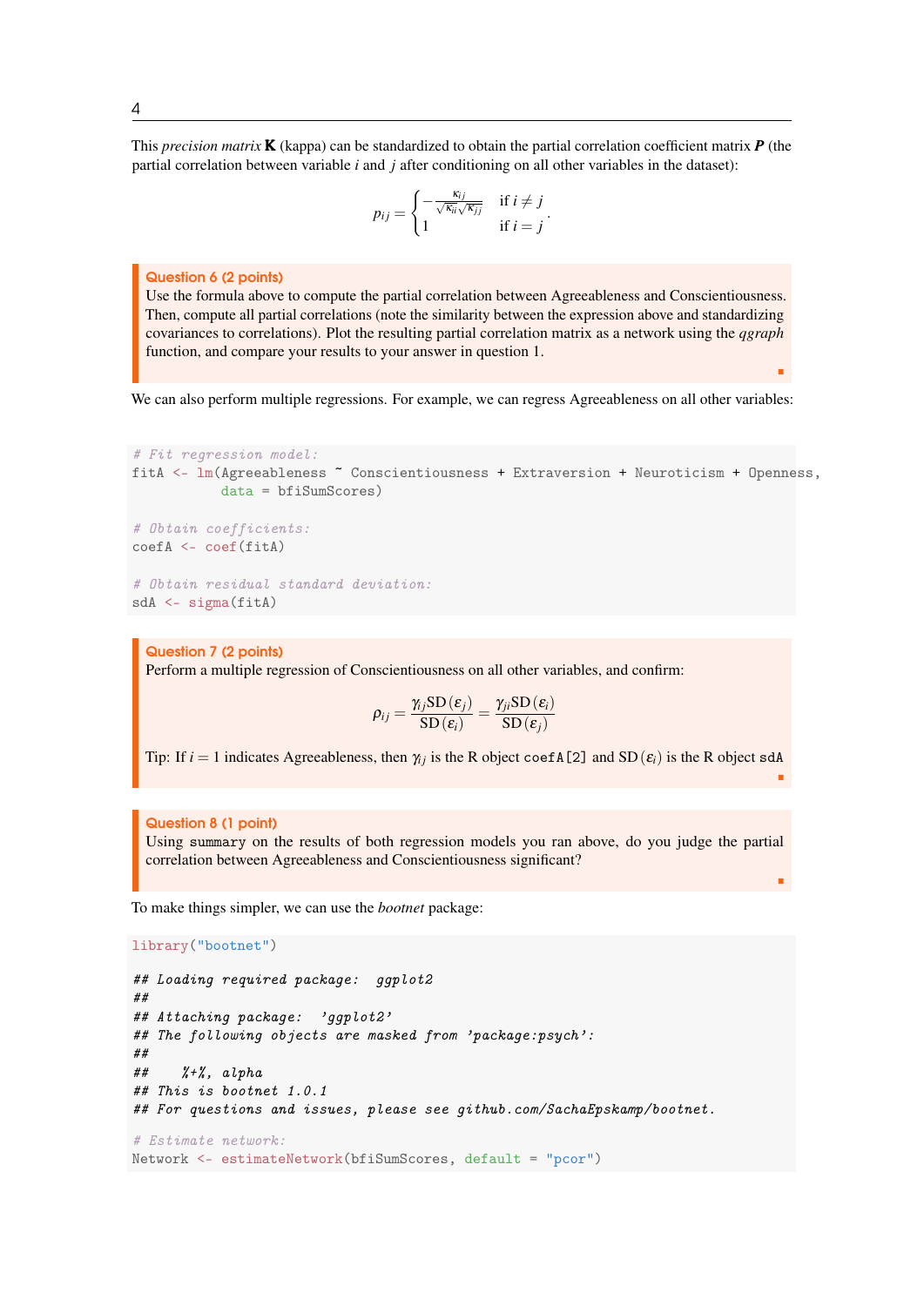This *precision matrix* $\mathbf{K}$ (kappa) can be standardized to obtain the partial correlation coefficient matrix $\boldsymbol{P}$ (the partial correlation between variable $i$ and $j$ after conditioning on all other variables in the dataset):

$$p_{ij} = \begin{cases} -\frac{\kappa_{ij}}{\sqrt{\kappa_{ii}}\sqrt{\kappa_{jj}}} & \text{if } i \neq j \\ 1 & \text{if } i = j \end{cases}.$$

> **Question 6 (2 points)**
> Use the formula above to compute the partial correlation between Agreeableness and Conscientiousness. Then, compute all partial correlations (note the similarity between the expression above and standardizing covariances to correlations). Plot the resulting partial correlation matrix as a network using the *qgraph* function, and compare your results to your answer in question 1.

We can also perform multiple regressions. For example, we can regress Agreeableness on all other variables:

```
# Fit regression model:
fitA <- lm(Agreeableness ~ Conscientiousness + Extraversion + Neuroticism + Openness,
           data = bfiSumScores)

# Obtain coefficients:
coefA <- coef(fitA)

# Obtain residual standard deviation:
sdA <- sigma(fitA)
```

> **Question 7 (2 points)**
> Perform a multiple regression of Conscientiousness on all other variables, and confirm:
>
> $$\rho_{ij} = \frac{\gamma_{ij}\mathrm{SD}(\varepsilon_j)}{\mathrm{SD}(\varepsilon_i)} = \frac{\gamma_{ji}\mathrm{SD}(\varepsilon_i)}{\mathrm{SD}(\varepsilon_j)}$$
>
> Tip: If $i = 1$ indicates Agreeableness, then $\gamma_{ij}$ is the R object `coefA[2]` and $\mathrm{SD}(\varepsilon_i)$ is the R object `sdA`

> **Question 8 (1 point)**
> Using `summary` on the results of both regression models you ran above, do you judge the partial correlation between Agreeableness and Conscientiousness significant?

To make things simpler, we can use the *bootnet* package:

```
library("bootnet")

## Loading required package:  ggplot2
##
## Attaching package:  'ggplot2'
## The following objects are masked from 'package:psych':
##
##     %+%, alpha
## This is bootnet 1.0.1
## For questions and issues, please see github.com/SachaEpskamp/bootnet.

# Estimate network:
Network <- estimateNetwork(bfiSumScores, default = "pcor")
```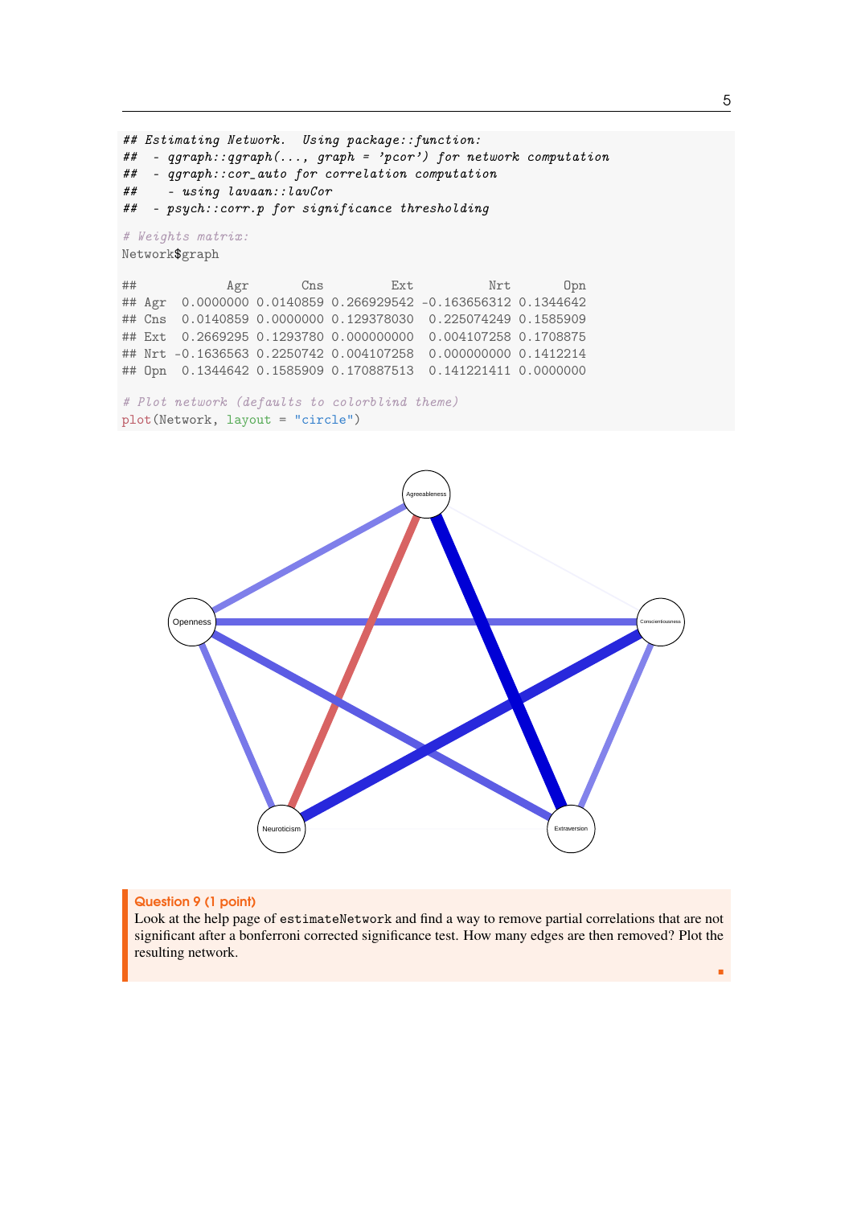```
## Estimating Network.  Using package::function:
##  - qgraph::qgraph(..., graph = 'pcor') for network computation
##  - qgraph::cor_auto for correlation computation
##    - using lavaan::lavCor
##  - psych::corr.p for significance thresholding

# Weights matrix:
Network$graph

##            Agr       Cns         Ext          Nrt       Opn
## Agr  0.0000000 0.0140859 0.266929542 -0.163656312 0.1344642
## Cns  0.0140859 0.0000000 0.129378030  0.225074249 0.1585909
## Ext  0.2669295 0.1293780 0.000000000  0.004107258 0.1708875
## Nrt -0.1636563 0.2250742 0.004107258  0.000000000 0.1412214
## Opn  0.1344642 0.1585909 0.170887513  0.141221411 0.0000000

# Plot network (defaults to colorblind theme)
plot(Network, layout = "circle")
```

**Question 9 (1 point)**

Look at the help page of `estimateNetwork` and find a way to remove partial correlations that are not significant after a bonferroni corrected significance test. How many edges are then removed? Plot the resulting network.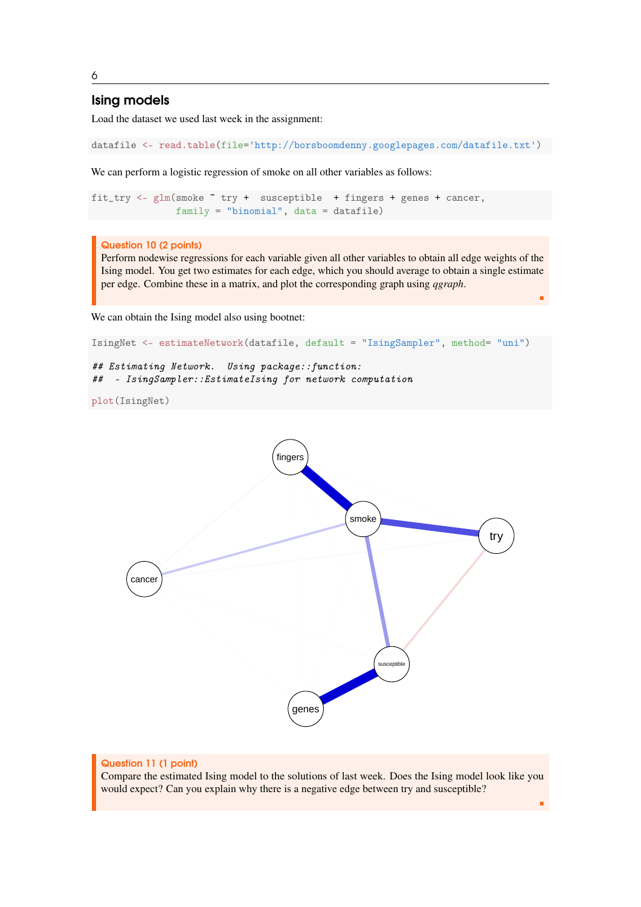## Ising models

Load the dataset we used last week in the assignment:

```
datafile <- read.table(file='http://borsboomdenny.googlepages.com/datafile.txt')
```

We can perform a logistic regression of smoke on all other variables as follows:

```
fit_try <- glm(smoke ~ try +  susceptible  + fingers + genes + cancer,
               family = "binomial", data = datafile)
```

**Question 10 (2 points)**
Perform nodewise regressions for each variable given all other variables to obtain all edge weights of the Ising model. You get two estimates for each edge, which you should average to obtain a single estimate per edge. Combine these in a matrix, and plot the corresponding graph using *qgraph*.

We can obtain the Ising model also using bootnet:

```
IsingNet <- estimateNetwork(datafile, default = "IsingSampler", method= "uni")

## Estimating Network.  Using package::function:
##  - IsingSampler::EstimateIsing for network computation

plot(IsingNet)
```

**Question 11 (1 point)**
Compare the estimated Ising model to the solutions of last week. Does the Ising model look like you would expect? Can you explain why there is a negative edge between try and susceptible?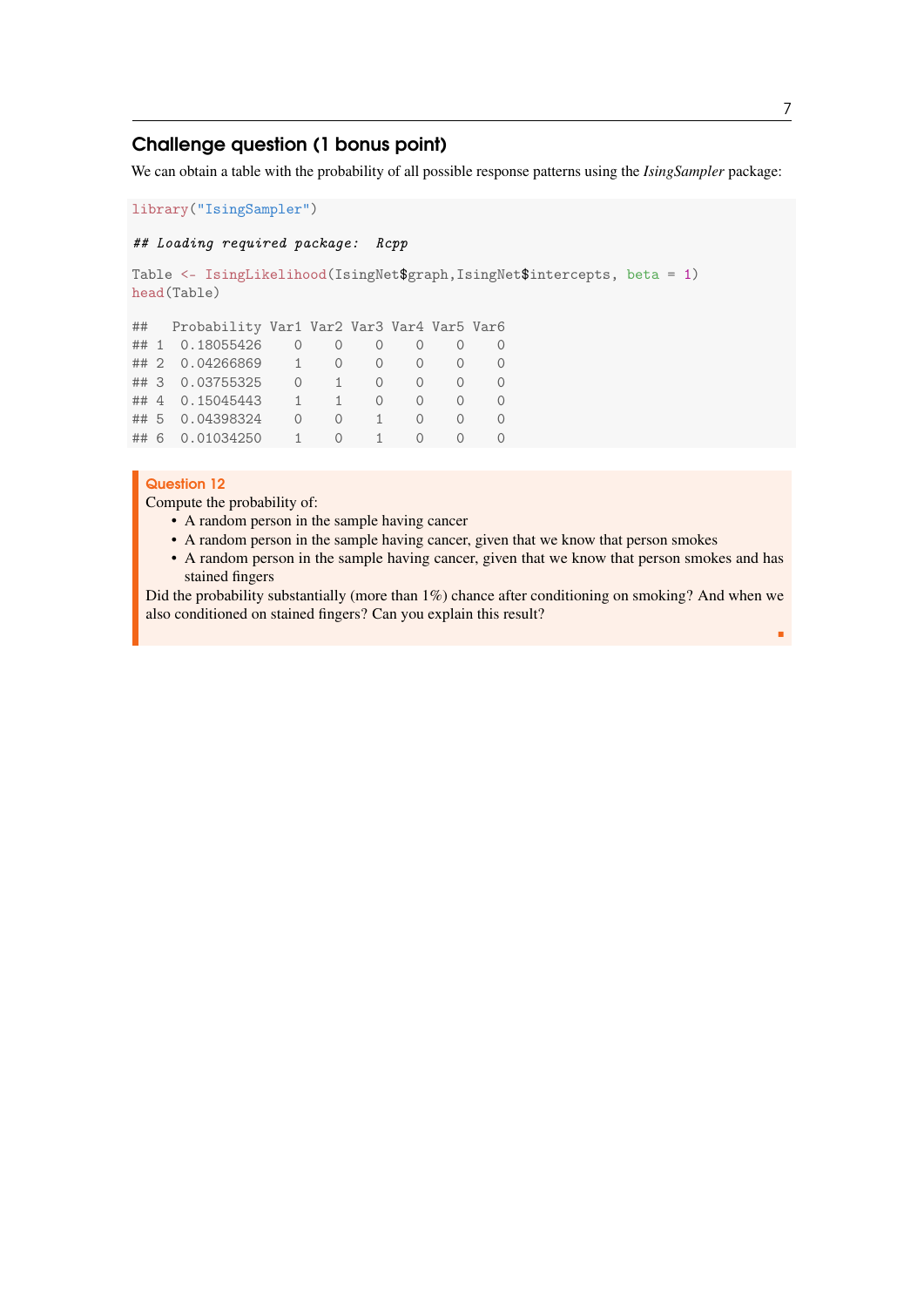## Challenge question (1 bonus point)

We can obtain a table with the probability of all possible response patterns using the *IsingSampler* package:

```
library("IsingSampler")

## Loading required package:  Rcpp

Table <- IsingLikelihood(IsingNet$graph,IsingNet$intercepts, beta = 1)
head(Table)

##   Probability Var1 Var2 Var3 Var4 Var5 Var6
## 1  0.18055426    0    0    0    0    0    0
## 2  0.04266869    1    0    0    0    0    0
## 3  0.03755325    0    1    0    0    0    0
## 4  0.15045443    1    1    0    0    0    0
## 5  0.04398324    0    0    1    0    0    0
## 6  0.01034250    1    0    1    0    0    0
```

**Question 12**

Compute the probability of:

- A random person in the sample having cancer
- A random person in the sample having cancer, given that we know that person smokes
- A random person in the sample having cancer, given that we know that person smokes and has stained fingers

Did the probability substantially (more than 1%) chance after conditioning on smoking? And when we also conditioned on stained fingers? Can you explain this result?